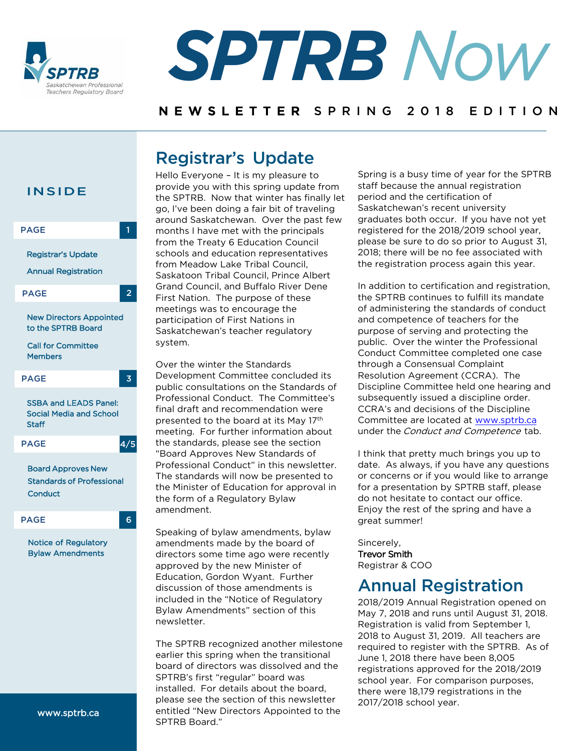# SPTRB Now

NEWSLETTER SPRING 2018 EDITION

**INSIDE**

| PAGE | 1 |
|---|---|

Registrar's Update
Annual Registration

| PAGE | 2 |
|---|---|

New Directors Appointed to the SPTRB Board
Call for Committee Members

| PAGE | 3 |
|---|---|

SSBA and LEADS Panel: Social Media and School Staff

| PAGE | 4/5 |
|---|---|

Board Approves New Standards of Professional Conduct

| PAGE | 6 |
|---|---|

Notice of Regulatory Bylaw Amendments

www.sptrb.ca

## Registrar's Update

Hello Everyone – It is my pleasure to provide you with this spring update from the SPTRB. Now that winter has finally let go, I've been doing a fair bit of traveling around Saskatchewan. Over the past few months I have met with the principals from the Treaty 6 Education Council schools and education representatives from Meadow Lake Tribal Council, Saskatoon Tribal Council, Prince Albert Grand Council, and Buffalo River Dene First Nation. The purpose of these meetings was to encourage the participation of First Nations in Saskatchewan's teacher regulatory system.

Over the winter the Standards Development Committee concluded its public consultations on the Standards of Professional Conduct. The Committee's final draft and recommendation were presented to the board at its May 17th meeting. For further information about the standards, please see the section "Board Approves New Standards of Professional Conduct" in this newsletter. The standards will now be presented to the Minister of Education for approval in the form of a Regulatory Bylaw amendment.

Speaking of bylaw amendments, bylaw amendments made by the board of directors some time ago were recently approved by the new Minister of Education, Gordon Wyant. Further discussion of those amendments is included in the "Notice of Regulatory Bylaw Amendments" section of this newsletter.

The SPTRB recognized another milestone earlier this spring when the transitional board of directors was dissolved and the SPTRB's first "regular" board was installed. For details about the board, please see the section of this newsletter entitled "New Directors Appointed to the SPTRB Board."

Spring is a busy time of year for the SPTRB staff because the annual registration period and the certification of Saskatchewan's recent university graduates both occur. If you have not yet registered for the 2018/2019 school year, please be sure to do so prior to August 31, 2018; there will be no fee associated with the registration process again this year.

In addition to certification and registration, the SPTRB continues to fulfill its mandate of administering the standards of conduct and competence of teachers for the purpose of serving and protecting the public. Over the winter the Professional Conduct Committee completed one case through a Consensual Complaint Resolution Agreement (CCRA). The Discipline Committee held one hearing and subsequently issued a discipline order. CCRA's and decisions of the Discipline Committee are located at www.sptrb.ca under the *Conduct and Competence* tab.

I think that pretty much brings you up to date. As always, if you have any questions or concerns or if you would like to arrange for a presentation by SPTRB staff, please do not hesitate to contact our office. Enjoy the rest of the spring and have a great summer!

Sincerely,
**Trevor Smith**
Registrar & COO

## Annual Registration

2018/2019 Annual Registration opened on May 7, 2018 and runs until August 31, 2018. Registration is valid from September 1, 2018 to August 31, 2019. All teachers are required to register with the SPTRB. As of June 1, 2018 there have been 8,005 registrations approved for the 2018/2019 school year. For comparison purposes, there were 18,179 registrations in the 2017/2018 school year.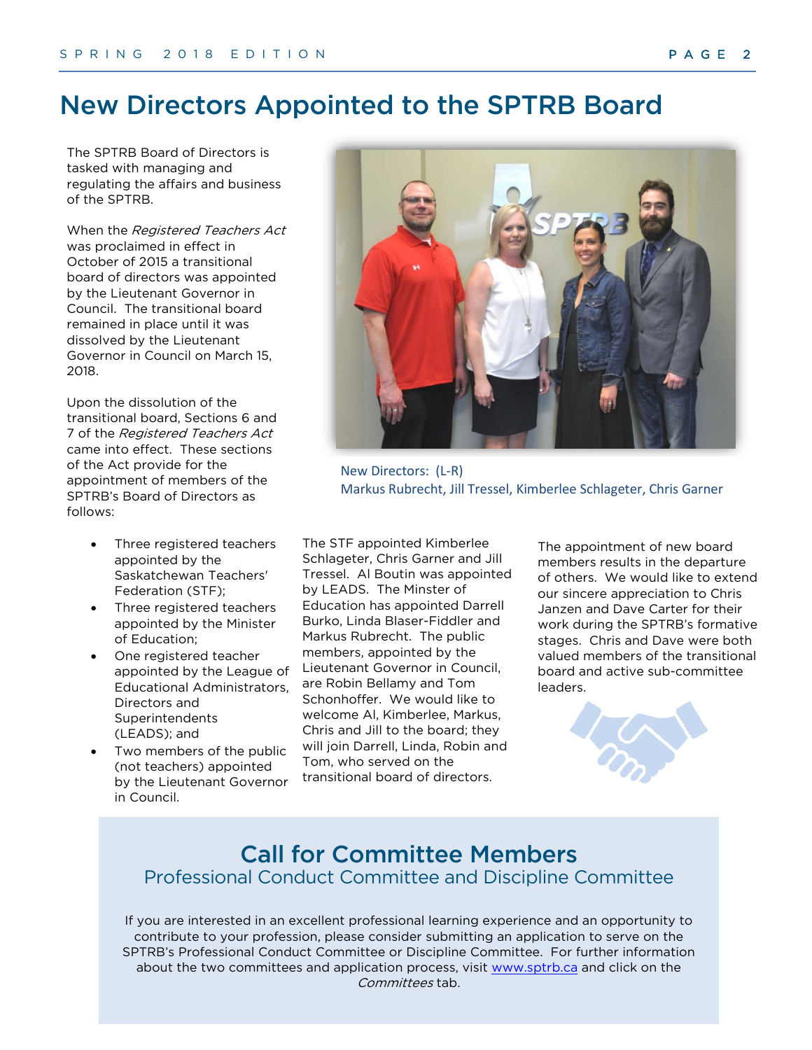# New Directors Appointed to the SPTRB Board

The SPTRB Board of Directors is tasked with managing and regulating the affairs and business of the SPTRB.

When the *Registered Teachers Act* was proclaimed in effect in October of 2015 a transitional board of directors was appointed by the Lieutenant Governor in Council. The transitional board remained in place until it was dissolved by the Lieutenant Governor in Council on March 15, 2018.

Upon the dissolution of the transitional board, Sections 6 and 7 of the *Registered Teachers Act* came into effect. These sections of the Act provide for the appointment of members of the SPTRB's Board of Directors as follows:

- Three registered teachers appointed by the Saskatchewan Teachers' Federation (STF);
- Three registered teachers appointed by the Minister of Education;
- One registered teacher appointed by the League of Educational Administrators, Directors and Superintendents (LEADS); and
- Two members of the public (not teachers) appointed by the Lieutenant Governor in Council.

New Directors: (L-R)
Markus Rubrecht, Jill Tressel, Kimberlee Schlageter, Chris Garner

The STF appointed Kimberlee Schlageter, Chris Garner and Jill Tressel. Al Boutin was appointed by LEADS. The Minster of Education has appointed Darrell Burko, Linda Blaser-Fiddler and Markus Rubrecht. The public members, appointed by the Lieutenant Governor in Council, are Robin Bellamy and Tom Schonhoffer. We would like to welcome Al, Kimberlee, Markus, Chris and Jill to the board; they will join Darrell, Linda, Robin and Tom, who served on the transitional board of directors.

The appointment of new board members results in the departure of others. We would like to extend our sincere appreciation to Chris Janzen and Dave Carter for their work during the SPTRB's formative stages. Chris and Dave were both valued members of the transitional board and active sub-committee leaders.

## Call for Committee Members

### Professional Conduct Committee and Discipline Committee

If you are interested in an excellent professional learning experience and an opportunity to contribute to your profession, please consider submitting an application to serve on the SPTRB's Professional Conduct Committee or Discipline Committee. For further information about the two committees and application process, visit www.sptrb.ca and click on the *Committees* tab.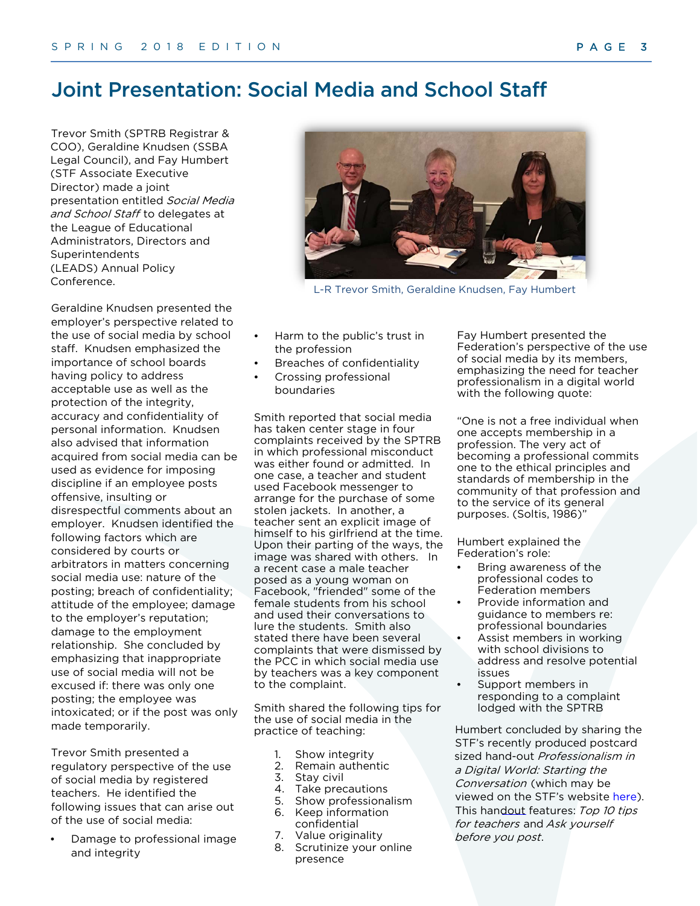# Joint Presentation: Social Media and School Staff

Trevor Smith (SPTRB Registrar & COO), Geraldine Knudsen (SSBA Legal Council), and Fay Humbert (STF Associate Executive Director) made a joint presentation entitled *Social Media and School Staff* to delegates at the League of Educational Administrators, Directors and Superintendents (LEADS) Annual Policy Conference.

L-R Trevor Smith, Geraldine Knudsen, Fay Humbert

Geraldine Knudsen presented the employer's perspective related to the use of social media by school staff. Knudsen emphasized the importance of school boards having policy to address acceptable use as well as the protection of the integrity, accuracy and confidentiality of personal information. Knudsen also advised that information acquired from social media can be used as evidence for imposing discipline if an employee posts offensive, insulting or disrespectful comments about an employer. Knudsen identified the following factors which are considered by courts or arbitrators in matters concerning social media use: nature of the posting; breach of confidentiality; attitude of the employee; damage to the employer's reputation; damage to the employment relationship. She concluded by emphasizing that inappropriate use of social media will not be excused if: there was only one posting; the employee was intoxicated; or if the post was only made temporarily.

Trevor Smith presented a regulatory perspective of the use of social media by registered teachers. He identified the following issues that can arise out of the use of social media:

- Damage to professional image and integrity
- Harm to the public's trust in the profession
- Breaches of confidentiality
- Crossing professional boundaries

Smith reported that social media has taken center stage in four complaints received by the SPTRB in which professional misconduct was either found or admitted. In one case, a teacher and student used Facebook messenger to arrange for the purchase of some stolen jackets. In another, a teacher sent an explicit image of himself to his girlfriend at the time. Upon their parting of the ways, the image was shared with others. In a recent case a male teacher posed as a young woman on Facebook, "friended" some of the female students from his school and used their conversations to lure the students. Smith also stated there have been several complaints that were dismissed by the PCC in which social media use by teachers was a key component to the complaint.

Smith shared the following tips for the use of social media in the practice of teaching:

1. Show integrity
2. Remain authentic
3. Stay civil
4. Take precautions
5. Show professionalism
6. Keep information confidential
7. Value originality
8. Scrutinize your online presence

Fay Humbert presented the Federation's perspective of the use of social media by its members, emphasizing the need for teacher professionalism in a digital world with the following quote:

"One is not a free individual when one accepts membership in a profession. The very act of becoming a professional commits one to the ethical principles and standards of membership in the community of that profession and to the service of its general purposes. (Soltis, 1986)"

Humbert explained the Federation's role:

- Bring awareness of the professional codes to Federation members
- Provide information and guidance to members re: professional boundaries
- Assist members in working with school divisions to address and resolve potential issues
- Support members in responding to a complaint lodged with the SPTRB

Humbert concluded by sharing the STF's recently produced postcard sized hand-out *Professionalism in a Digital World: Starting the Conversation* (which may be viewed on the STF's website here). This handout features: *Top 10 tips for teachers* and *Ask yourself before you post*.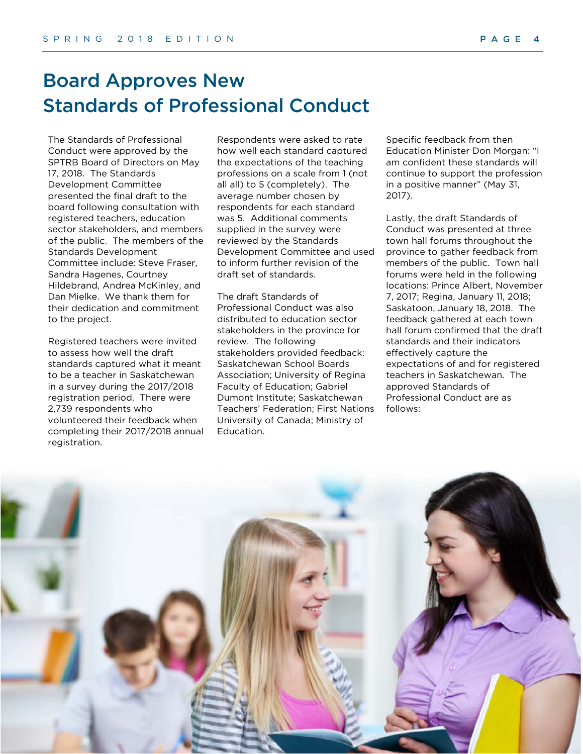# Board Approves New Standards of Professional Conduct

The Standards of Professional Conduct were approved by the SPTRB Board of Directors on May 17, 2018. The Standards Development Committee presented the final draft to the board following consultation with registered teachers, education sector stakeholders, and members of the public. The members of the Standards Development Committee include: Steve Fraser, Sandra Hagenes, Courtney Hildebrand, Andrea McKinley, and Dan Mielke. We thank them for their dedication and commitment to the project.

Registered teachers were invited to assess how well the draft standards captured what it meant to be a teacher in Saskatchewan in a survey during the 2017/2018 registration period. There were 2,739 respondents who volunteered their feedback when completing their 2017/2018 annual registration.

Respondents were asked to rate how well each standard captured the expectations of the teaching professions on a scale from 1 (not all all) to 5 (completely). The average number chosen by respondents for each standard was 5. Additional comments supplied in the survey were reviewed by the Standards Development Committee and used to inform further revision of the draft set of standards.

The draft Standards of Professional Conduct was also distributed to education sector stakeholders in the province for review. The following stakeholders provided feedback: Saskatchewan School Boards Association; University of Regina Faculty of Education; Gabriel Dumont Institute; Saskatchewan Teachers' Federation; First Nations University of Canada; Ministry of Education.

Specific feedback from then Education Minister Don Morgan: "I am confident these standards will continue to support the profession in a positive manner" (May 31, 2017).

Lastly, the draft Standards of Conduct was presented at three town hall forums throughout the province to gather feedback from members of the public. Town hall forums were held in the following locations: Prince Albert, November 7, 2017; Regina, January 11, 2018; Saskatoon, January 18, 2018. The feedback gathered at each town hall forum confirmed that the draft standards and their indicators effectively capture the expectations of and for registered teachers in Saskatchewan. The approved Standards of Professional Conduct are as follows: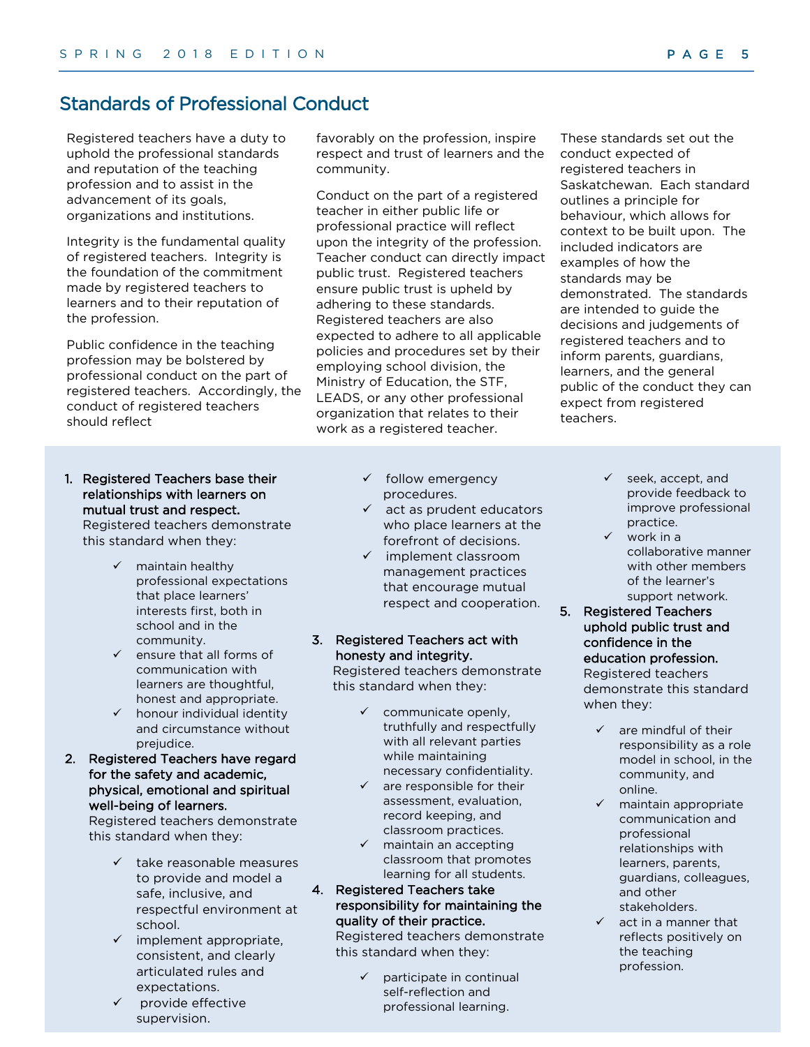## Standards of Professional Conduct

Registered teachers have a duty to uphold the professional standards and reputation of the teaching profession and to assist in the advancement of its goals, organizations and institutions.

Integrity is the fundamental quality of registered teachers. Integrity is the foundation of the commitment made by registered teachers to learners and to their reputation of the profession.

Public confidence in the teaching profession may be bolstered by professional conduct on the part of registered teachers. Accordingly, the conduct of registered teachers should reflect favorably on the profession, inspire respect and trust of learners and the community.

Conduct on the part of a registered teacher in either public life or professional practice will reflect upon the integrity of the profession. Teacher conduct can directly impact public trust. Registered teachers ensure public trust is upheld by adhering to these standards. Registered teachers are also expected to adhere to all applicable policies and procedures set by their employing school division, the Ministry of Education, the STF, LEADS, or any other professional organization that relates to their work as a registered teacher.

These standards set out the conduct expected of registered teachers in Saskatchewan. Each standard outlines a principle for behaviour, which allows for context to be built upon. The included indicators are examples of how the standards may be demonstrated. The standards are intended to guide the decisions and judgements of registered teachers and to inform parents, guardians, learners, and the general public of the conduct they can expect from registered teachers.

1. **Registered Teachers base their relationships with learners on mutual trust and respect.**
   Registered teachers demonstrate this standard when they:
   - ✓ maintain healthy professional expectations that place learners' interests first, both in school and in the community.
   - ✓ ensure that all forms of communication with learners are thoughtful, honest and appropriate.
   - ✓ honour individual identity and circumstance without prejudice.
2. **Registered Teachers have regard for the safety and academic, physical, emotional and spiritual well-being of learners.**
   Registered teachers demonstrate this standard when they:
   - ✓ take reasonable measures to provide and model a safe, inclusive, and respectful environment at school.
   - ✓ implement appropriate, consistent, and clearly articulated rules and expectations.
   - ✓ provide effective supervision.
   - ✓ follow emergency procedures.
   - ✓ act as prudent educators who place learners at the forefront of decisions.
   - ✓ implement classroom management practices that encourage mutual respect and cooperation.
3. **Registered Teachers act with honesty and integrity.**
   Registered teachers demonstrate this standard when they:
   - ✓ communicate openly, truthfully and respectfully with all relevant parties while maintaining necessary confidentiality.
   - ✓ are responsible for their assessment, evaluation, record keeping, and classroom practices.
   - ✓ maintain an accepting classroom that promotes learning for all students.
4. **Registered Teachers take responsibility for maintaining the quality of their practice.**
   Registered teachers demonstrate this standard when they:
   - ✓ participate in continual self-reflection and professional learning.
   - ✓ seek, accept, and provide feedback to improve professional practice.
   - ✓ work in a collaborative manner with other members of the learner's support network.
5. **Registered Teachers uphold public trust and confidence in the education profession.**
   Registered teachers demonstrate this standard when they:
   - ✓ are mindful of their responsibility as a role model in school, in the community, and online.
   - ✓ maintain appropriate communication and professional relationships with learners, parents, guardians, colleagues, and other stakeholders.
   - ✓ act in a manner that reflects positively on the teaching profession.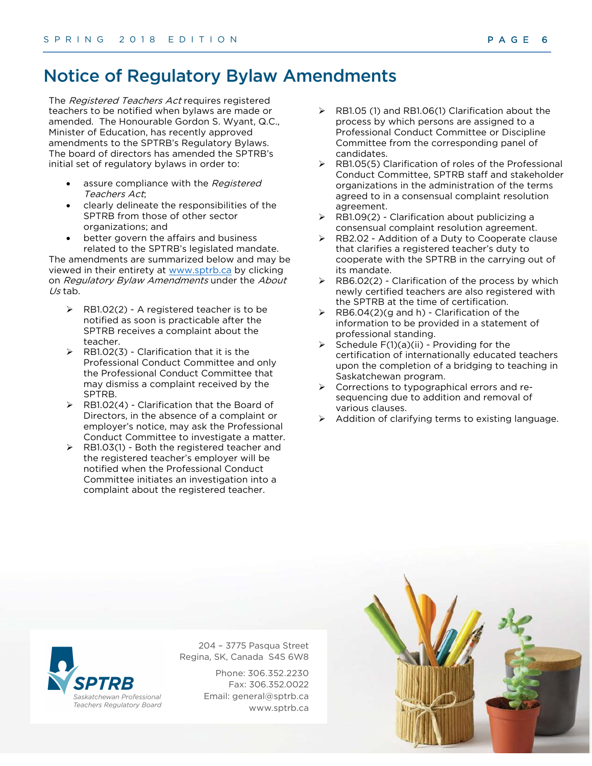# Notice of Regulatory Bylaw Amendments

The *Registered Teachers Act* requires registered teachers to be notified when bylaws are made or amended. The Honourable Gordon S. Wyant, Q.C., Minister of Education, has recently approved amendments to the SPTRB's Regulatory Bylaws. The board of directors has amended the SPTRB's initial set of regulatory bylaws in order to:

- assure compliance with the *Registered Teachers Act*;
- clearly delineate the responsibilities of the SPTRB from those of other sector organizations; and
- better govern the affairs and business related to the SPTRB's legislated mandate.

The amendments are summarized below and may be viewed in their entirety at [www.sptrb.ca](http://www.sptrb.ca) by clicking on *Regulatory Bylaw Amendments* under the *About Us* tab.

- RB1.02(2) - A registered teacher is to be notified as soon is practicable after the SPTRB receives a complaint about the teacher.
- RB1.02(3) - Clarification that it is the Professional Conduct Committee and only the Professional Conduct Committee that may dismiss a complaint received by the SPTRB.
- RB1.02(4) - Clarification that the Board of Directors, in the absence of a complaint or employer's notice, may ask the Professional Conduct Committee to investigate a matter.
- RB1.03(1) - Both the registered teacher and the registered teacher's employer will be notified when the Professional Conduct Committee initiates an investigation into a complaint about the registered teacher.
- RB1.05 (1) and RB1.06(1) Clarification about the process by which persons are assigned to a Professional Conduct Committee or Discipline Committee from the corresponding panel of candidates.
- RB1.05(5) Clarification of roles of the Professional Conduct Committee, SPTRB staff and stakeholder organizations in the administration of the terms agreed to in a consensual complaint resolution agreement.
- RB1.09(2) - Clarification about publicizing a consensual complaint resolution agreement.
- RB2.02 - Addition of a Duty to Cooperate clause that clarifies a registered teacher's duty to cooperate with the SPTRB in the carrying out of its mandate.
- RB6.02(2) - Clarification of the process by which newly certified teachers are also registered with the SPTRB at the time of certification.
- RB6.04(2)(g and h) - Clarification of the information to be provided in a statement of professional standing.
- Schedule F(1)(a)(ii) - Providing for the certification of internationally educated teachers upon the completion of a bridging to teaching in Saskatchewan program.
- Corrections to typographical errors and re-sequencing due to addition and removal of various clauses.
- Addition of clarifying terms to existing language.

SPTRB
Saskatchewan Professional Teachers Regulatory Board

204 – 3775 Pasqua Street
Regina, SK, Canada S4S 6W8

Phone: 306.352.2230
Fax: 306.352.0022
Email: general@sptrb.ca
www.sptrb.ca